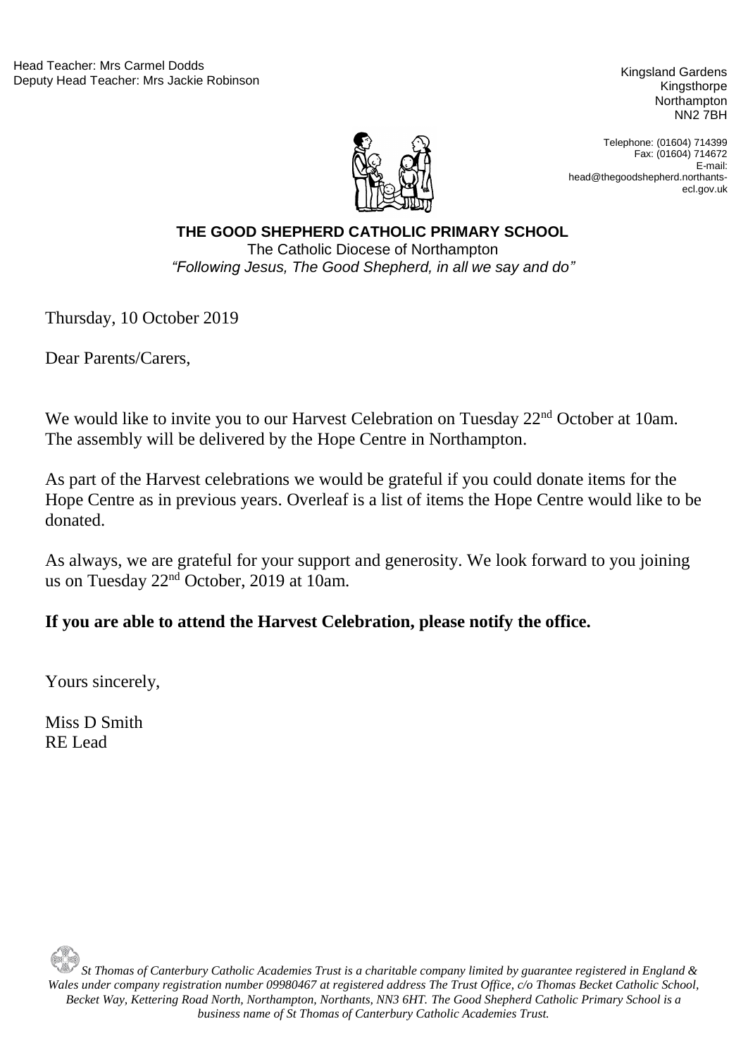Head Teacher: Mrs Carmel Dodds
Deputy Head Teacher: Mrs Jackie Robinson

Kingsland Gardens
Kingsthorpe
Northampton
NN2 7BH

Telephone: (01604) 714399
Fax: (01604) 714672
E-mail: head@thegoodshepherd.northants-ecl.gov.uk

**THE GOOD SHEPHERD CATHOLIC PRIMARY SCHOOL**
The Catholic Diocese of Northampton
*"Following Jesus, The Good Shepherd, in all we say and do"*

Thursday, 10 October 2019

Dear Parents/Carers,

We would like to invite you to our Harvest Celebration on Tuesday 22nd October at 10am. The assembly will be delivered by the Hope Centre in Northampton.

As part of the Harvest celebrations we would be grateful if you could donate items for the Hope Centre as in previous years. Overleaf is a list of items the Hope Centre would like to be donated.

As always, we are grateful for your support and generosity. We look forward to you joining us on Tuesday 22nd October, 2019 at 10am.

**If you are able to attend the Harvest Celebration, please notify the office.**

Yours sincerely,

Miss D Smith
RE Lead

*St Thomas of Canterbury Catholic Academies Trust is a charitable company limited by guarantee registered in England & Wales under company registration number 09980467 at registered address The Trust Office, c/o Thomas Becket Catholic School, Becket Way, Kettering Road North, Northampton, Northants, NN3 6HT. The Good Shepherd Catholic Primary School is a business name of St Thomas of Canterbury Catholic Academies Trust.*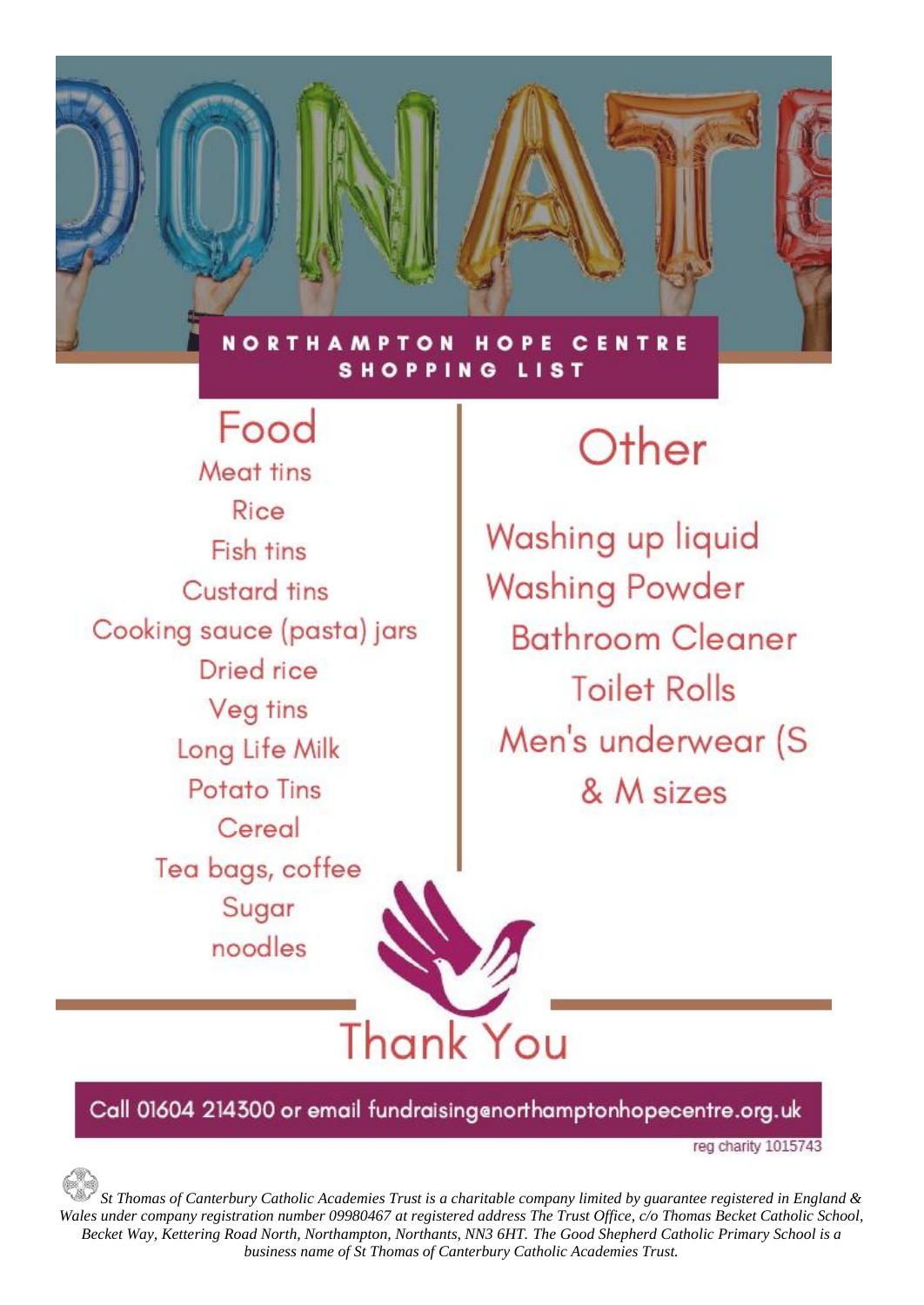# DONATE

## NORTHAMPTON HOPE CENTRE SHOPPING LIST

### Food

Meat tins
Rice
Fish tins
Custard tins
Cooking sauce (pasta) jars
Dried rice
Veg tins
Long Life Milk
Potato Tins
Cereal
Tea bags, coffee
Sugar
noodles

### Other

Washing up liquid
Washing Powder
Bathroom Cleaner
Toilet Rolls
Men's underwear (S & M sizes

## Thank You

Call 01604 214300 or email fundraising@northamptonhopecentre.org.uk

reg charity 1015743

*St Thomas of Canterbury Catholic Academies Trust is a charitable company limited by guarantee registered in England & Wales under company registration number 09980467 at registered address The Trust Office, c/o Thomas Becket Catholic School, Becket Way, Kettering Road North, Northampton, Northants, NN3 6HT. The Good Shepherd Catholic Primary School is a business name of St Thomas of Canterbury Catholic Academies Trust.*